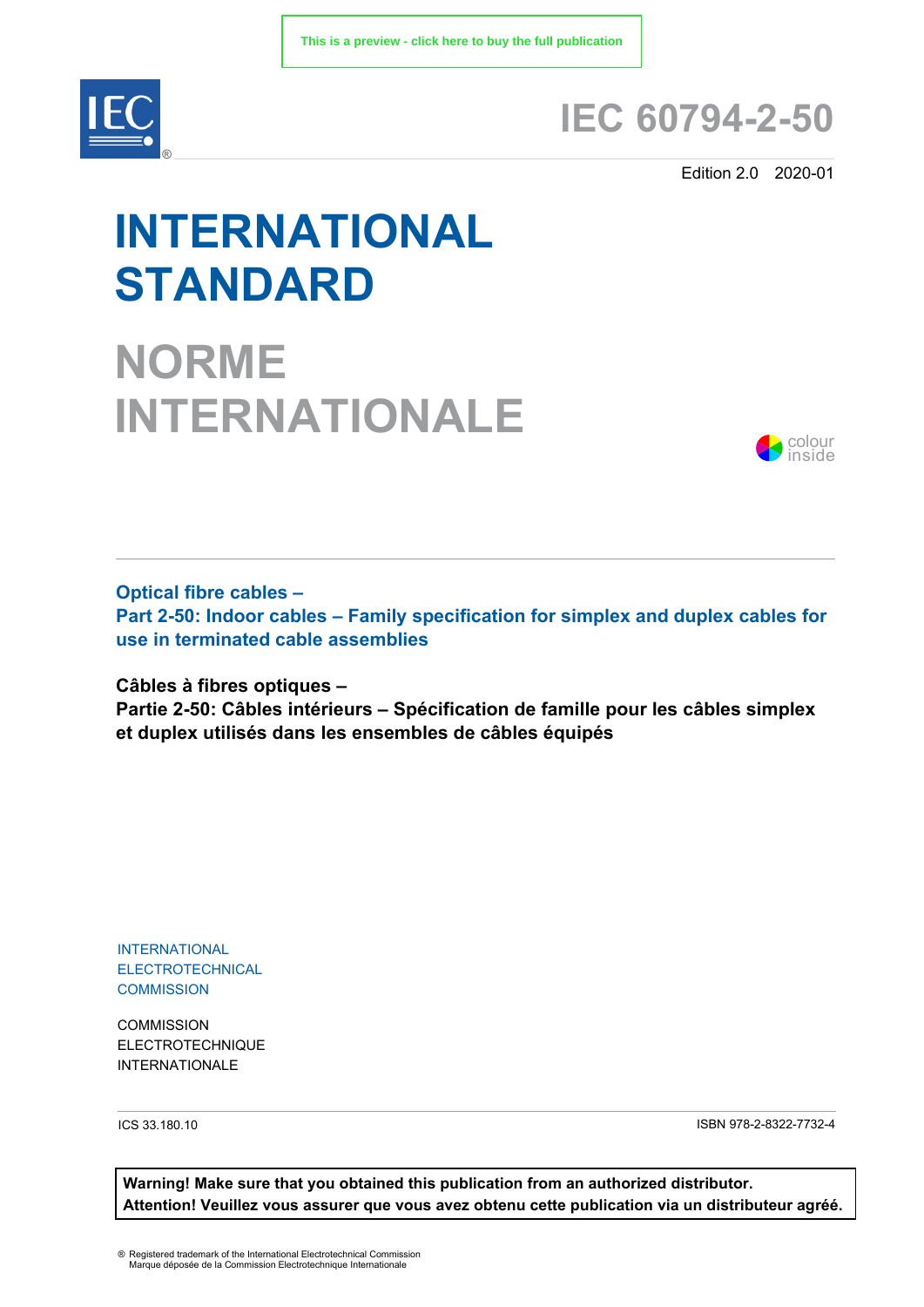This is a preview - click here to buy the full publication

# IEC 60794-2-50

Edition 2.0 2020-01

# INTERNATIONAL STANDARD

# NORME INTERNATIONALE

colour inside

**Optical fibre cables –**
**Part 2-50: Indoor cables – Family specification for simplex and duplex cables for use in terminated cable assemblies**

**Câbles à fibres optiques –**
**Partie 2-50: Câbles intérieurs – Spécification de famille pour les câbles simplex et duplex utilisés dans les ensembles de câbles équipés**

INTERNATIONAL
ELECTROTECHNICAL
COMMISSION

COMMISSION
ELECTROTECHNIQUE
INTERNATIONALE

ICS 33.180.10

ISBN 978-2-8322-7732-4

**Warning! Make sure that you obtained this publication from an authorized distributor.**
**Attention! Veuillez vous assurer que vous avez obtenu cette publication via un distributeur agréé.**

® Registered trademark of the International Electrotechnical Commission
Marque déposée de la Commission Electrotechnique Internationale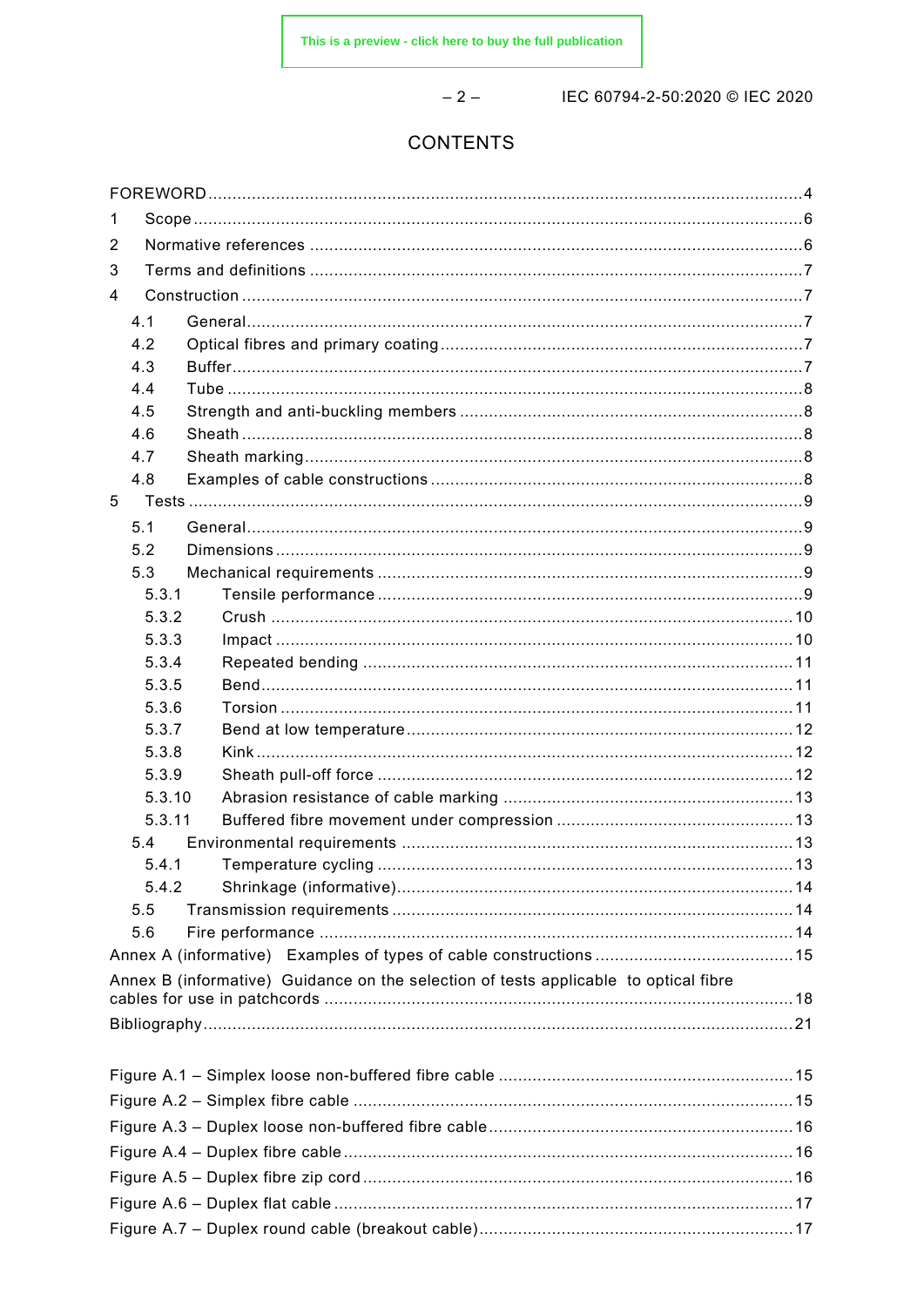# CONTENTS

FOREWORD ........................................................................................................................4

1 Scope ..........................................................................................................................6

2 Normative references ...................................................................................................6

3 Terms and definitions ...................................................................................................7

4 Construction .................................................................................................................7

4.1 General.....................................................................................................................7

4.2 Optical fibres and primary coating .............................................................................7

4.3 Buffer........................................................................................................................7

4.4 Tube .........................................................................................................................8

4.5 Strength and anti-buckling members ..........................................................................8

4.6 Sheath ......................................................................................................................8

4.7 Sheath marking.........................................................................................................8

4.8 Examples of cable constructions ...............................................................................8

5 Tests ............................................................................................................................9

5.1 General.....................................................................................................................9

5.2 Dimensions ...............................................................................................................9

5.3 Mechanical requirements ..........................................................................................9

5.3.1 Tensile performance ............................................................................................9

5.3.2 Crush .................................................................................................................10

5.3.3 Impact ................................................................................................................10

5.3.4 Repeated bending ..............................................................................................11

5.3.5 Bend...................................................................................................................11

5.3.6 Torsion ...............................................................................................................11

5.3.7 Bend at low temperature .....................................................................................12

5.3.8 Kink ....................................................................................................................12

5.3.9 Sheath pull-off force ............................................................................................12

5.3.10 Abrasion resistance of cable marking .................................................................13

5.3.11 Buffered fibre movement under compression ......................................................13

5.4 Environmental requirements ......................................................................................13

5.4.1 Temperature cycling ...........................................................................................13

5.4.2 Shrinkage (informative)........................................................................................14

5.5 Transmission requirements .......................................................................................14

5.6 Fire performance .......................................................................................................14

Annex A (informative) Examples of types of cable constructions .........................................15

Annex B (informative) Guidance on the selection of tests applicable to optical fibre cables for use in patchcords ..................................................................................................18

Bibliography........................................................................................................................21

Figure A.1 – Simplex loose non-buffered fibre cable ............................................................15

Figure A.2 – Simplex fibre cable ..........................................................................................15

Figure A.3 – Duplex loose non-buffered fibre cable..............................................................16

Figure A.4 – Duplex fibre cable............................................................................................16

Figure A.5 – Duplex fibre zip cord ........................................................................................16

Figure A.6 – Duplex flat cable ..............................................................................................17

Figure A.7 – Duplex round cable (breakout cable)................................................................17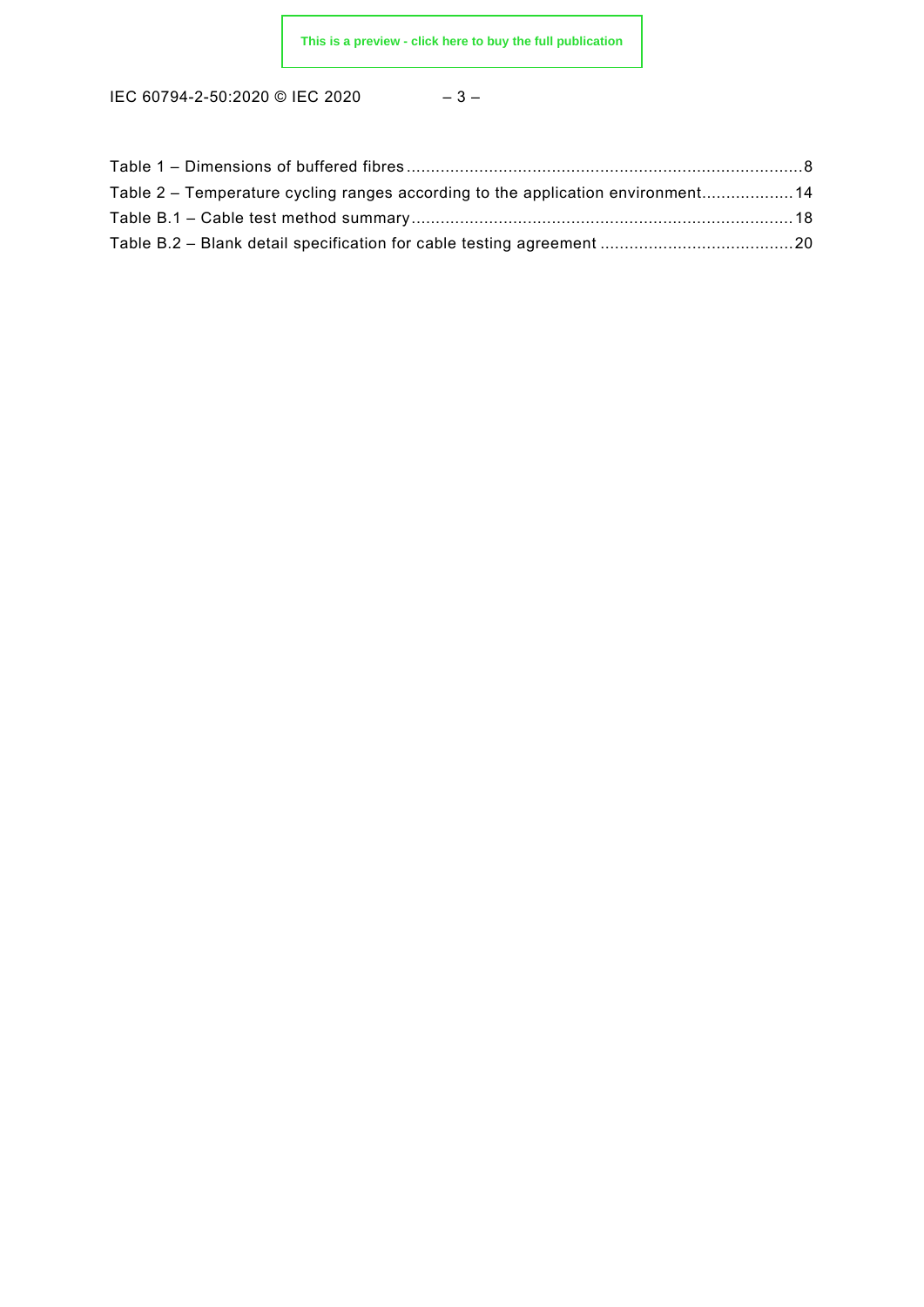Table 1 – Dimensions of buffered fibres ....................................................................................8
Table 2 – Temperature cycling ranges according to the application environment...................14
Table B.1 – Cable test method summary ..............................................................................18
Table B.2 – Blank detail specification for cable testing agreement ........................................20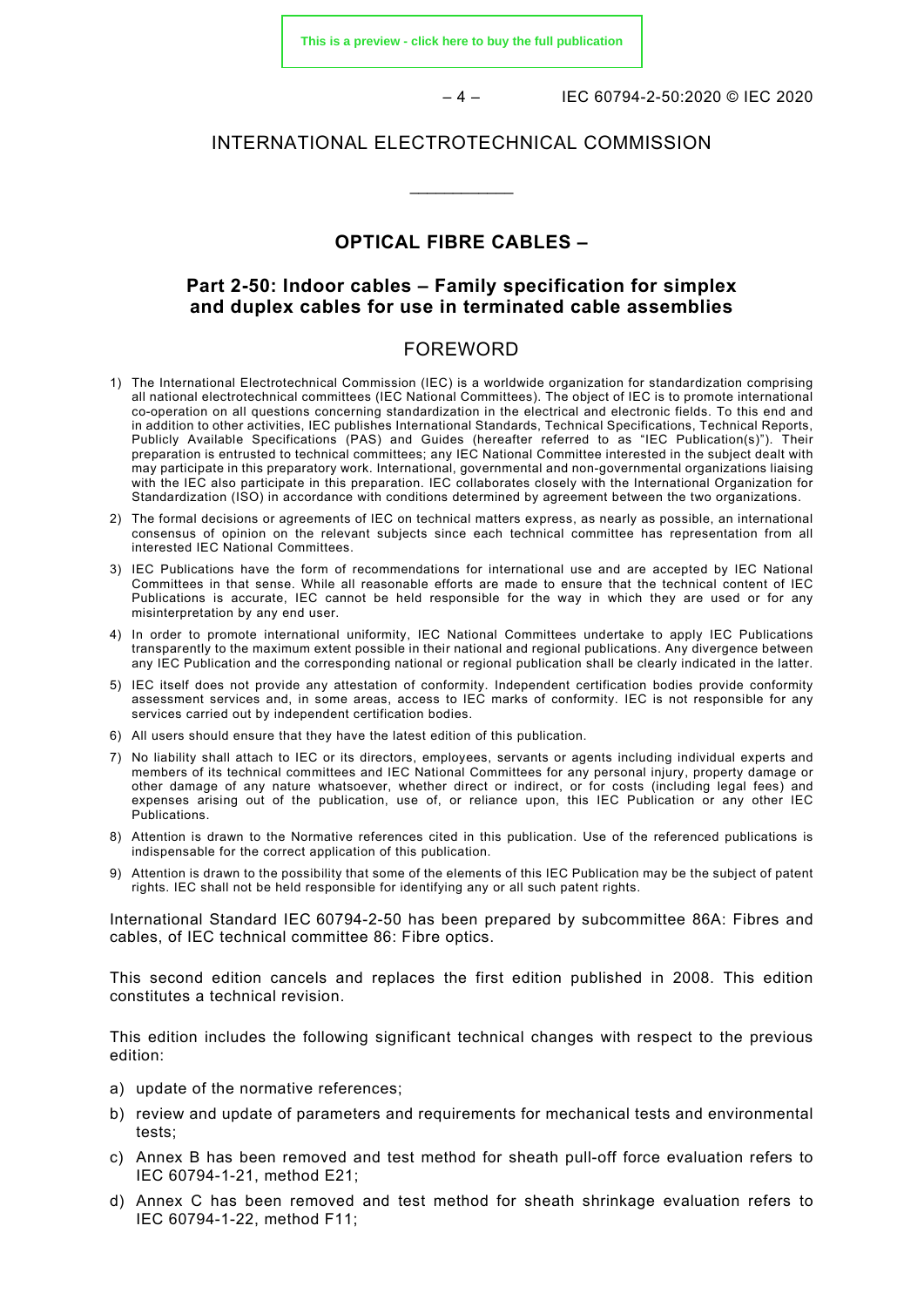INTERNATIONAL ELECTROTECHNICAL COMMISSION

\_\_\_\_\_\_\_\_\_\_\_\_

# OPTICAL FIBRE CABLES –

## Part 2-50: Indoor cables – Family specification for simplex and duplex cables for use in terminated cable assemblies

## FOREWORD

1) The International Electrotechnical Commission (IEC) is a worldwide organization for standardization comprising all national electrotechnical committees (IEC National Committees). The object of IEC is to promote international co-operation on all questions concerning standardization in the electrical and electronic fields. To this end and in addition to other activities, IEC publishes International Standards, Technical Specifications, Technical Reports, Publicly Available Specifications (PAS) and Guides (hereafter referred to as "IEC Publication(s)"). Their preparation is entrusted to technical committees; any IEC National Committee interested in the subject dealt with may participate in this preparatory work. International, governmental and non-governmental organizations liaising with the IEC also participate in this preparation. IEC collaborates closely with the International Organization for Standardization (ISO) in accordance with conditions determined by agreement between the two organizations.
2) The formal decisions or agreements of IEC on technical matters express, as nearly as possible, an international consensus of opinion on the relevant subjects since each technical committee has representation from all interested IEC National Committees.
3) IEC Publications have the form of recommendations for international use and are accepted by IEC National Committees in that sense. While all reasonable efforts are made to ensure that the technical content of IEC Publications is accurate, IEC cannot be held responsible for the way in which they are used or for any misinterpretation by any end user.
4) In order to promote international uniformity, IEC National Committees undertake to apply IEC Publications transparently to the maximum extent possible in their national and regional publications. Any divergence between any IEC Publication and the corresponding national or regional publication shall be clearly indicated in the latter.
5) IEC itself does not provide any attestation of conformity. Independent certification bodies provide conformity assessment services and, in some areas, access to IEC marks of conformity. IEC is not responsible for any services carried out by independent certification bodies.
6) All users should ensure that they have the latest edition of this publication.
7) No liability shall attach to IEC or its directors, employees, servants or agents including individual experts and members of its technical committees and IEC National Committees for any personal injury, property damage or other damage of any nature whatsoever, whether direct or indirect, or for costs (including legal fees) and expenses arising out of the publication, use of, or reliance upon, this IEC Publication or any other IEC Publications.
8) Attention is drawn to the Normative references cited in this publication. Use of the referenced publications is indispensable for the correct application of this publication.
9) Attention is drawn to the possibility that some of the elements of this IEC Publication may be the subject of patent rights. IEC shall not be held responsible for identifying any or all such patent rights.

International Standard IEC 60794-2-50 has been prepared by subcommittee 86A: Fibres and cables, of IEC technical committee 86: Fibre optics.

This second edition cancels and replaces the first edition published in 2008. This edition constitutes a technical revision.

This edition includes the following significant technical changes with respect to the previous edition:

a) update of the normative references;
b) review and update of parameters and requirements for mechanical tests and environmental tests;
c) Annex B has been removed and test method for sheath pull-off force evaluation refers to IEC 60794-1-21, method E21;
d) Annex C has been removed and test method for sheath shrinkage evaluation refers to IEC 60794-1-22, method F11;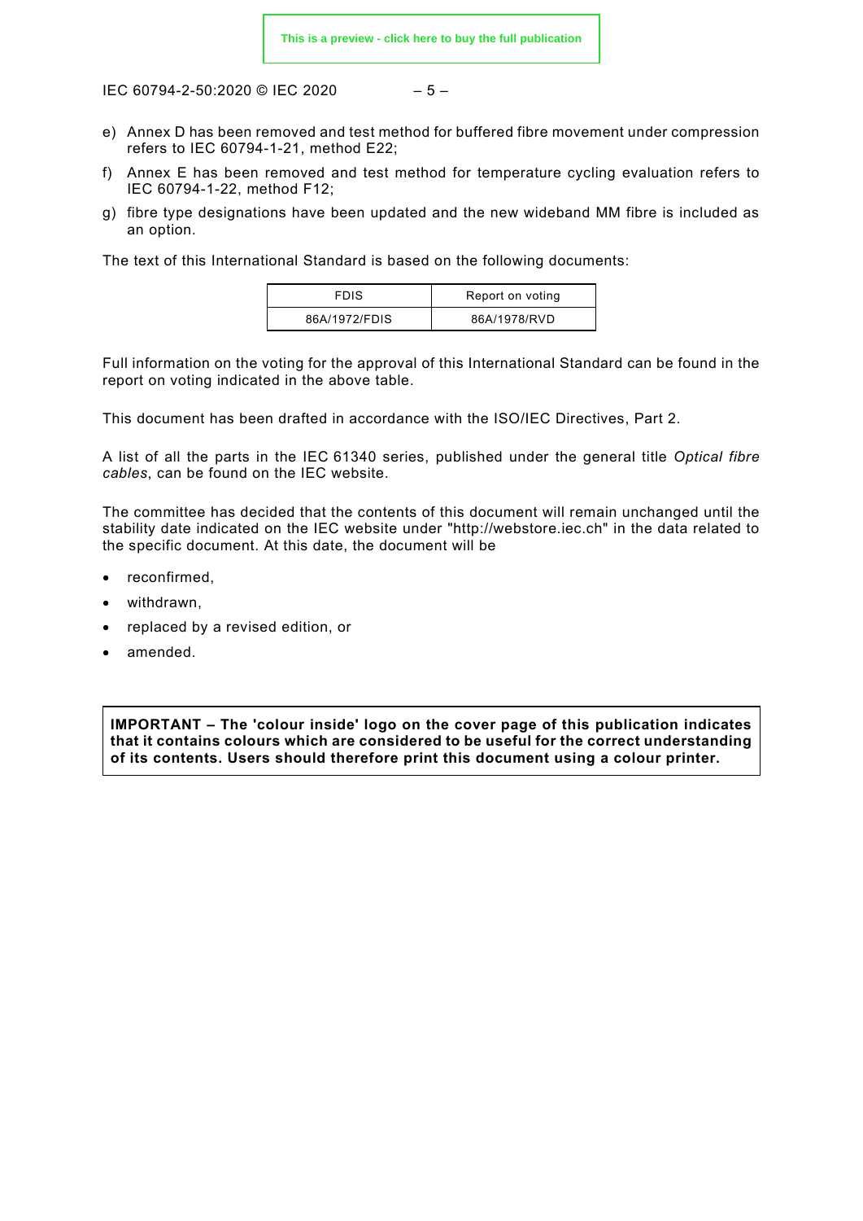e) Annex D has been removed and test method for buffered fibre movement under compression refers to IEC 60794-1-21, method E22;

f) Annex E has been removed and test method for temperature cycling evaluation refers to IEC 60794-1-22, method F12;

g) fibre type designations have been updated and the new wideband MM fibre is included as an option.

The text of this International Standard is based on the following documents:

| FDIS | Report on voting |
|---|---|
| 86A/1972/FDIS | 86A/1978/RVD |

Full information on the voting for the approval of this International Standard can be found in the report on voting indicated in the above table.

This document has been drafted in accordance with the ISO/IEC Directives, Part 2.

A list of all the parts in the IEC 61340 series, published under the general title *Optical fibre cables*, can be found on the IEC website.

The committee has decided that the contents of this document will remain unchanged until the stability date indicated on the IEC website under "http://webstore.iec.ch" in the data related to the specific document. At this date, the document will be

- reconfirmed,
- withdrawn,
- replaced by a revised edition, or
- amended.

**IMPORTANT – The 'colour inside' logo on the cover page of this publication indicates that it contains colours which are considered to be useful for the correct understanding of its contents. Users should therefore print this document using a colour printer.**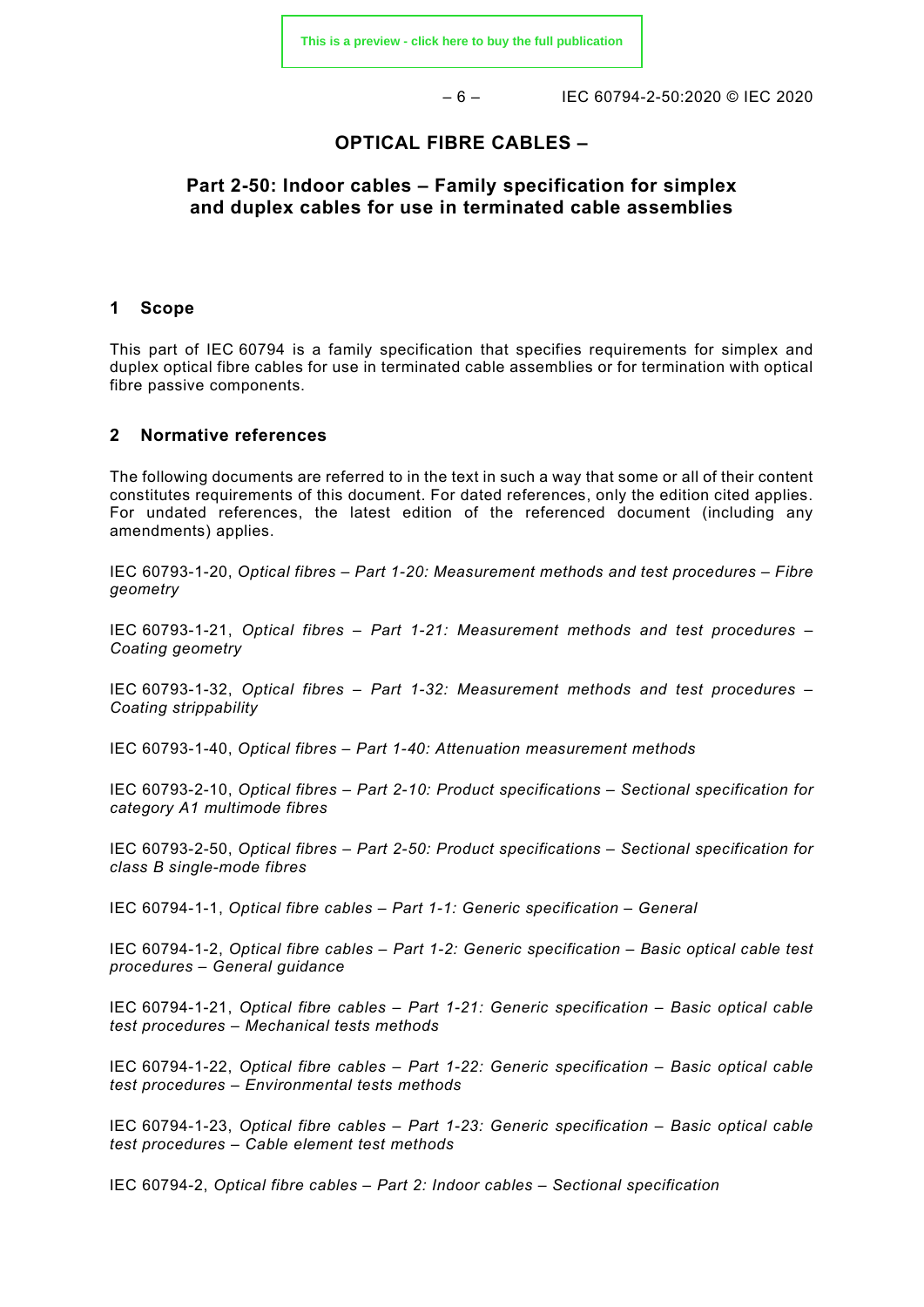# OPTICAL FIBRE CABLES –

## Part 2-50: Indoor cables – Family specification for simplex and duplex cables for use in terminated cable assemblies

## 1 Scope

This part of IEC 60794 is a family specification that specifies requirements for simplex and duplex optical fibre cables for use in terminated cable assemblies or for termination with optical fibre passive components.

## 2 Normative references

The following documents are referred to in the text in such a way that some or all of their content constitutes requirements of this document. For dated references, only the edition cited applies. For undated references, the latest edition of the referenced document (including any amendments) applies.

IEC 60793-1-20, *Optical fibres – Part 1-20: Measurement methods and test procedures – Fibre geometry*

IEC 60793-1-21, *Optical fibres – Part 1-21: Measurement methods and test procedures – Coating geometry*

IEC 60793-1-32, *Optical fibres – Part 1-32: Measurement methods and test procedures – Coating strippability*

IEC 60793-1-40, *Optical fibres – Part 1-40: Attenuation measurement methods*

IEC 60793-2-10, *Optical fibres – Part 2-10: Product specifications – Sectional specification for category A1 multimode fibres*

IEC 60793-2-50, *Optical fibres – Part 2-50: Product specifications – Sectional specification for class B single-mode fibres*

IEC 60794-1-1, *Optical fibre cables – Part 1-1: Generic specification – General*

IEC 60794-1-2, *Optical fibre cables – Part 1-2: Generic specification – Basic optical cable test procedures – General guidance*

IEC 60794-1-21, *Optical fibre cables – Part 1-21: Generic specification – Basic optical cable test procedures – Mechanical tests methods*

IEC 60794-1-22, *Optical fibre cables – Part 1-22: Generic specification – Basic optical cable test procedures – Environmental tests methods*

IEC 60794-1-23, *Optical fibre cables – Part 1-23: Generic specification – Basic optical cable test procedures – Cable element test methods*

IEC 60794-2, *Optical fibre cables – Part 2: Indoor cables – Sectional specification*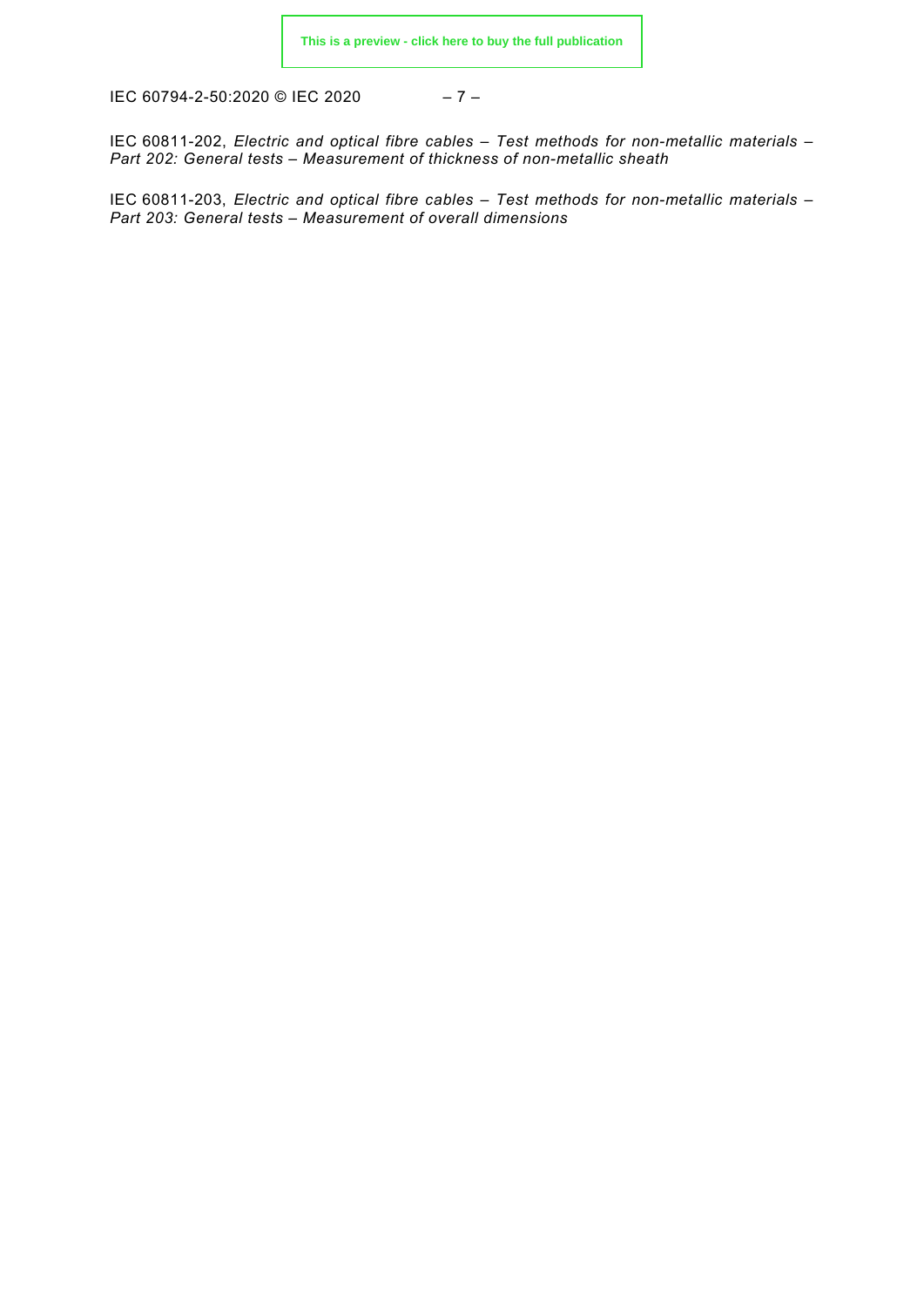IEC 60811-202, *Electric and optical fibre cables – Test methods for non-metallic materials – Part 202: General tests – Measurement of thickness of non-metallic sheath*

IEC 60811-203, *Electric and optical fibre cables – Test methods for non-metallic materials – Part 203: General tests – Measurement of overall dimensions*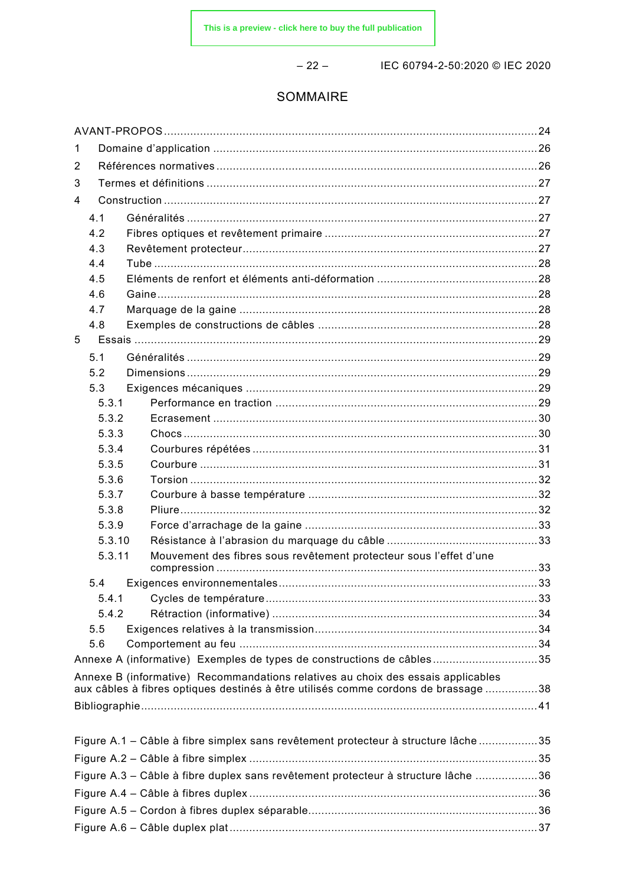# SOMMAIRE

AVANT-PROPOS ........................................................................................................ 24

1 Domaine d'application ........................................................................................ 26

2 Références normatives ........................................................................................ 26

3 Termes et définitions ........................................................................................... 27

4 Construction ........................................................................................................ 27

- 4.1 Généralités ................................................................................................. 27
- 4.2 Fibres optiques et revêtement primaire ........................................................ 27
- 4.3 Revêtement protecteur ................................................................................ 27
- 4.4 Tube ........................................................................................................... 28
- 4.5 Eléments de renfort et éléments anti-déformation ........................................ 28
- 4.6 Gaine .......................................................................................................... 28
- 4.7 Marquage de la gaine .................................................................................. 28
- 4.8 Exemples de constructions de câbles .......................................................... 28

5 Essais ................................................................................................................. 29

- 5.1 Généralités ................................................................................................. 29
- 5.2 Dimensions ................................................................................................. 29
- 5.3 Exigences mécaniques ................................................................................ 29
  - 5.3.1 Performance en traction ....................................................................... 29
  - 5.3.2 Ecrasement ......................................................................................... 30
  - 5.3.3 Chocs .................................................................................................. 30
  - 5.3.4 Courbures répétées ............................................................................. 31
  - 5.3.5 Courbure ............................................................................................. 31
  - 5.3.6 Torsion ................................................................................................ 32
  - 5.3.7 Courbure à basse température ............................................................. 32
  - 5.3.8 Pliure ................................................................................................... 32
  - 5.3.9 Force d'arrachage de la gaine .............................................................. 33
  - 5.3.10 Résistance à l'abrasion du marquage du câble ..................................... 33
  - 5.3.11 Mouvement des fibres sous revêtement protecteur sous l'effet d'une compression ......................................................................................... 33
- 5.4 Exigences environnementales ...................................................................... 33
  - 5.4.1 Cycles de température ......................................................................... 33
  - 5.4.2 Rétraction (informative) ........................................................................ 34
- 5.5 Exigences relatives à la transmission ........................................................... 34
- 5.6 Comportement au feu .................................................................................. 34

Annexe A (informative) Exemples de types de constructions de câbles ............................... 35

Annexe B (informative) Recommandations relatives au choix des essais applicables aux câbles à fibres optiques destinés à être utilisés comme cordons de brassage ................ 38

Bibliographie ........................................................................................................... 41

Figure A.1 – Câble à fibre simplex sans revêtement protecteur à structure lâche .................. 35

Figure A.2 – Câble à fibre simplex ............................................................................. 35

Figure A.3 – Câble à fibre duplex sans revêtement protecteur à structure lâche ................... 36

Figure A.4 – Câble à fibres duplex ............................................................................. 36

Figure A.5 – Cordon à fibres duplex séparable ............................................................ 36

Figure A.6 – Câble duplex plat .................................................................................. 37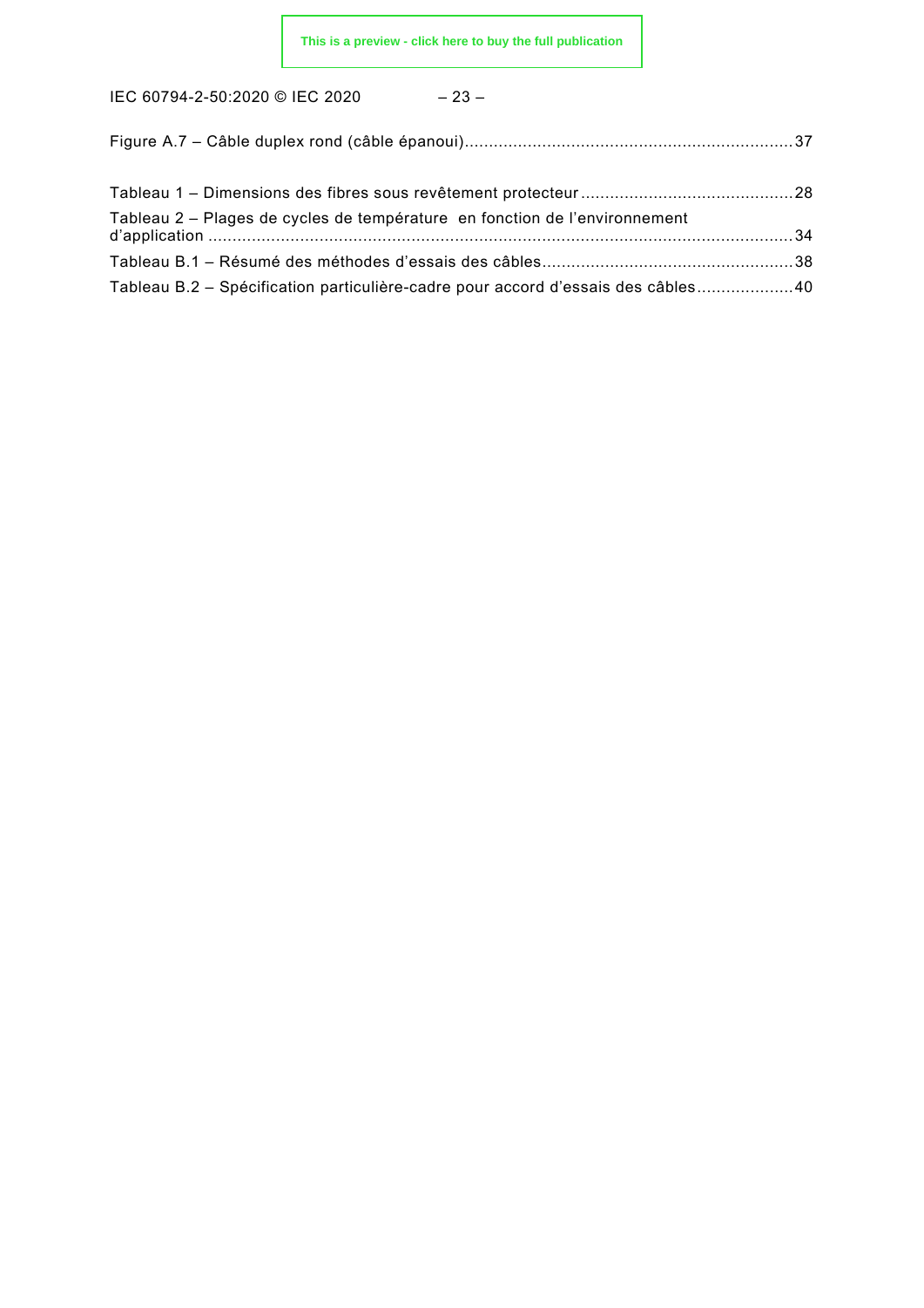Figure A.7 – Câble duplex rond (câble épanoui) .......... 37

Tableau 1 – Dimensions des fibres sous revêtement protecteur .......... 28

Tableau 2 – Plages de cycles de température en fonction de l'environnement d'application .......... 34

Tableau B.1 – Résumé des méthodes d'essais des câbles .......... 38

Tableau B.2 – Spécification particulière-cadre pour accord d'essais des câbles .......... 40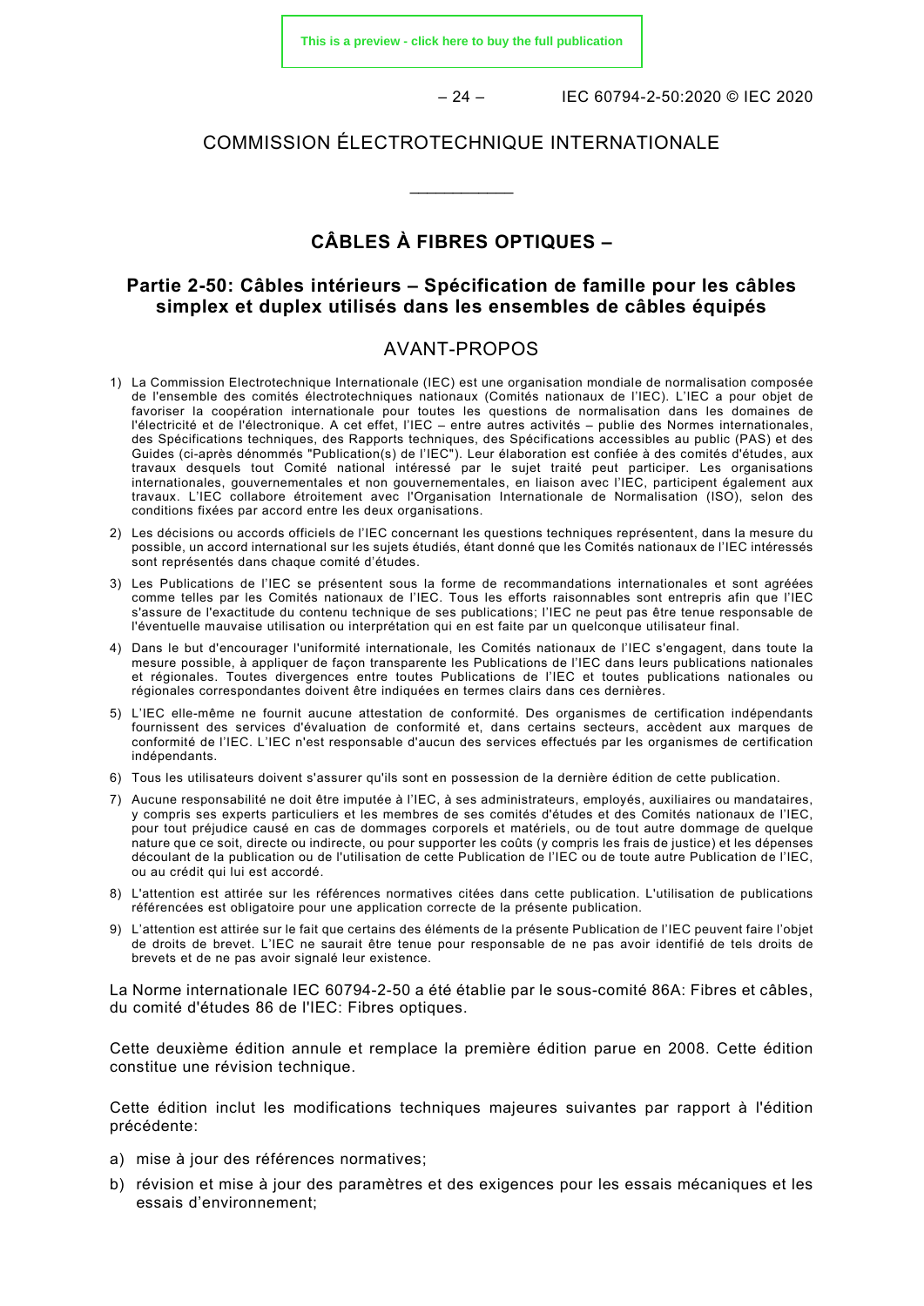COMMISSION ÉLECTROTECHNIQUE INTERNATIONALE

\_\_\_\_\_\_\_\_\_\_\_\_

# CÂBLES À FIBRES OPTIQUES –

## Partie 2-50: Câbles intérieurs – Spécification de famille pour les câbles simplex et duplex utilisés dans les ensembles de câbles équipés

## AVANT-PROPOS

1) La Commission Electrotechnique Internationale (IEC) est une organisation mondiale de normalisation composée de l'ensemble des comités électrotechniques nationaux (Comités nationaux de l'IEC). L'IEC a pour objet de favoriser la coopération internationale pour toutes les questions de normalisation dans les domaines de l'électricité et de l'électronique. A cet effet, l'IEC – entre autres activités – publie des Normes internationales, des Spécifications techniques, des Rapports techniques, des Spécifications accessibles au public (PAS) et des Guides (ci-après dénommés "Publication(s) de l'IEC"). Leur élaboration est confiée à des comités d'études, aux travaux desquels tout Comité national intéressé par le sujet traité peut participer. Les organisations internationales, gouvernementales et non gouvernementales, en liaison avec l'IEC, participent également aux travaux. L'IEC collabore étroitement avec l'Organisation Internationale de Normalisation (ISO), selon des conditions fixées par accord entre les deux organisations.
2) Les décisions ou accords officiels de l'IEC concernant les questions techniques représentent, dans la mesure du possible, un accord international sur les sujets étudiés, étant donné que les Comités nationaux de l'IEC intéressés sont représentés dans chaque comité d'études.
3) Les Publications de l'IEC se présentent sous la forme de recommandations internationales et sont agréées comme telles par les Comités nationaux de l'IEC. Tous les efforts raisonnables sont entrepris afin que l'IEC s'assure de l'exactitude du contenu technique de ses publications; l'IEC ne peut pas être tenue responsable de l'éventuelle mauvaise utilisation ou interprétation qui en est faite par un quelconque utilisateur final.
4) Dans le but d'encourager l'uniformité internationale, les Comités nationaux de l'IEC s'engagent, dans toute la mesure possible, à appliquer de façon transparente les Publications de l'IEC dans leurs publications nationales et régionales. Toutes divergences entre toutes Publications de l'IEC et toutes publications nationales ou régionales correspondantes doivent être indiquées en termes clairs dans ces dernières.
5) L'IEC elle-même ne fournit aucune attestation de conformité. Des organismes de certification indépendants fournissent des services d'évaluation de conformité et, dans certains secteurs, accèdent aux marques de conformité de l'IEC. L'IEC n'est responsable d'aucun des services effectués par les organismes de certification indépendants.
6) Tous les utilisateurs doivent s'assurer qu'ils sont en possession de la dernière édition de cette publication.
7) Aucune responsabilité ne doit être imputée à l'IEC, à ses administrateurs, employés, auxiliaires ou mandataires, y compris ses experts particuliers et les membres de ses comités d'études et des Comités nationaux de l'IEC, pour tout préjudice causé en cas de dommages corporels et matériels, ou de tout autre dommage de quelque nature que ce soit, directe ou indirecte, ou pour supporter les coûts (y compris les frais de justice) et les dépenses découlant de la publication ou de l'utilisation de cette Publication de l'IEC ou de toute autre Publication de l'IEC, ou au crédit qui lui est accordé.
8) L'attention est attirée sur les références normatives citées dans cette publication. L'utilisation de publications référencées est obligatoire pour une application correcte de la présente publication.
9) L'attention est attirée sur le fait que certains des éléments de la présente Publication de l'IEC peuvent faire l'objet de droits de brevet. L'IEC ne saurait être tenue pour responsable de ne pas avoir identifié de tels droits de brevets et de ne pas avoir signalé leur existence.

La Norme internationale IEC 60794-2-50 a été établie par le sous-comité 86A: Fibres et câbles, du comité d'études 86 de l'IEC: Fibres optiques.

Cette deuxième édition annule et remplace la première édition parue en 2008. Cette édition constitue une révision technique.

Cette édition inclut les modifications techniques majeures suivantes par rapport à l'édition précédente:

a) mise à jour des références normatives;
b) révision et mise à jour des paramètres et des exigences pour les essais mécaniques et les essais d'environnement;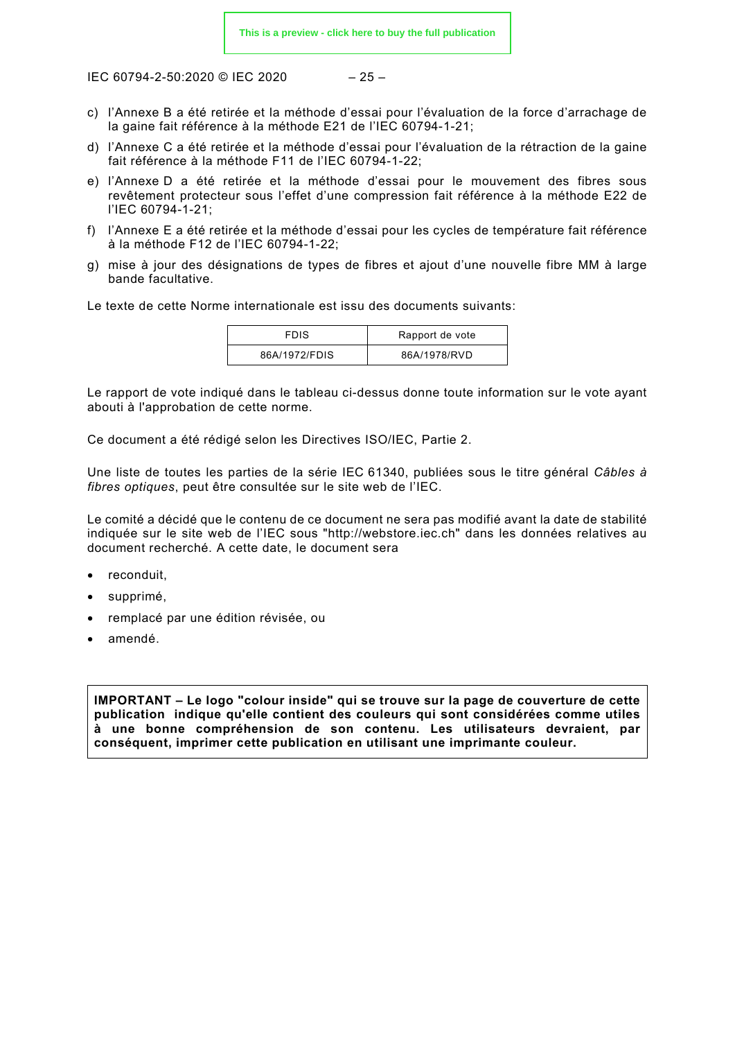c) l'Annexe B a été retirée et la méthode d'essai pour l'évaluation de la force d'arrachage de la gaine fait référence à la méthode E21 de l'IEC 60794-1-21;
d) l'Annexe C a été retirée et la méthode d'essai pour l'évaluation de la rétraction de la gaine fait référence à la méthode F11 de l'IEC 60794-1-22;
e) l'Annexe D a été retirée et la méthode d'essai pour le mouvement des fibres sous revêtement protecteur sous l'effet d'une compression fait référence à la méthode E22 de l'IEC 60794-1-21;
f) l'Annexe E a été retirée et la méthode d'essai pour les cycles de température fait référence à la méthode F12 de l'IEC 60794-1-22;
g) mise à jour des désignations de types de fibres et ajout d'une nouvelle fibre MM à large bande facultative.

Le texte de cette Norme internationale est issu des documents suivants:

| FDIS | Rapport de vote |
|---|---|
| 86A/1972/FDIS | 86A/1978/RVD |

Le rapport de vote indiqué dans le tableau ci-dessus donne toute information sur le vote ayant abouti à l'approbation de cette norme.

Ce document a été rédigé selon les Directives ISO/IEC, Partie 2.

Une liste de toutes les parties de la série IEC 61340, publiées sous le titre général *Câbles à fibres optiques*, peut être consultée sur le site web de l'IEC.

Le comité a décidé que le contenu de ce document ne sera pas modifié avant la date de stabilité indiquée sur le site web de l'IEC sous "http://webstore.iec.ch" dans les données relatives au document recherché. A cette date, le document sera

- reconduit,
- supprimé,
- remplacé par une édition révisée, ou
- amendé.

**IMPORTANT – Le logo "colour inside" qui se trouve sur la page de couverture de cette publication indique qu'elle contient des couleurs qui sont considérées comme utiles à une bonne compréhension de son contenu. Les utilisateurs devraient, par conséquent, imprimer cette publication en utilisant une imprimante couleur.**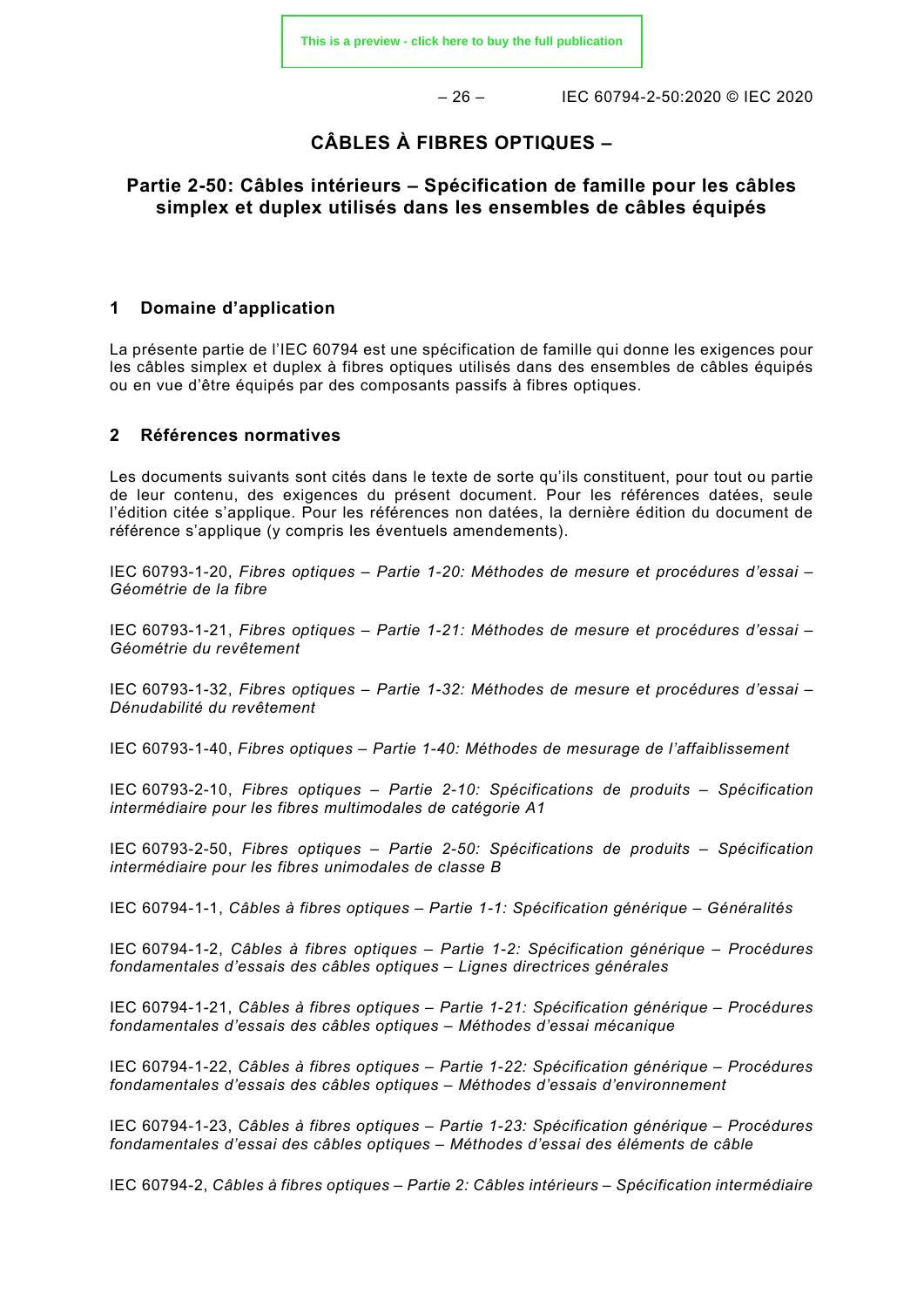# CÂBLES À FIBRES OPTIQUES –

## Partie 2-50: Câbles intérieurs – Spécification de famille pour les câbles simplex et duplex utilisés dans les ensembles de câbles équipés

## 1 Domaine d'application

La présente partie de l'IEC 60794 est une spécification de famille qui donne les exigences pour les câbles simplex et duplex à fibres optiques utilisés dans des ensembles de câbles équipés ou en vue d'être équipés par des composants passifs à fibres optiques.

## 2 Références normatives

Les documents suivants sont cités dans le texte de sorte qu'ils constituent, pour tout ou partie de leur contenu, des exigences du présent document. Pour les références datées, seule l'édition citée s'applique. Pour les références non datées, la dernière édition du document de référence s'applique (y compris les éventuels amendements).

IEC 60793-1-20, *Fibres optiques – Partie 1-20: Méthodes de mesure et procédures d'essai – Géométrie de la fibre*

IEC 60793-1-21, *Fibres optiques – Partie 1-21: Méthodes de mesure et procédures d'essai – Géométrie du revêtement*

IEC 60793-1-32, *Fibres optiques – Partie 1-32: Méthodes de mesure et procédures d'essai – Dénudabilité du revêtement*

IEC 60793-1-40, *Fibres optiques – Partie 1-40: Méthodes de mesurage de l'affaiblissement*

IEC 60793-2-10, *Fibres optiques – Partie 2-10: Spécifications de produits – Spécification intermédiaire pour les fibres multimodales de catégorie A1*

IEC 60793-2-50, *Fibres optiques – Partie 2-50: Spécifications de produits – Spécification intermédiaire pour les fibres unimodales de classe B*

IEC 60794-1-1, *Câbles à fibres optiques – Partie 1-1: Spécification générique – Généralités*

IEC 60794-1-2, *Câbles à fibres optiques – Partie 1-2: Spécification générique – Procédures fondamentales d'essais des câbles optiques – Lignes directrices générales*

IEC 60794-1-21, *Câbles à fibres optiques – Partie 1-21: Spécification générique – Procédures fondamentales d'essais des câbles optiques – Méthodes d'essai mécanique*

IEC 60794-1-22, *Câbles à fibres optiques – Partie 1-22: Spécification générique – Procédures fondamentales d'essais des câbles optiques – Méthodes d'essais d'environnement*

IEC 60794-1-23, *Câbles à fibres optiques – Partie 1-23: Spécification générique – Procédures fondamentales d'essai des câbles optiques – Méthodes d'essai des éléments de câble*

IEC 60794-2, *Câbles à fibres optiques – Partie 2: Câbles intérieurs – Spécification intermédiaire*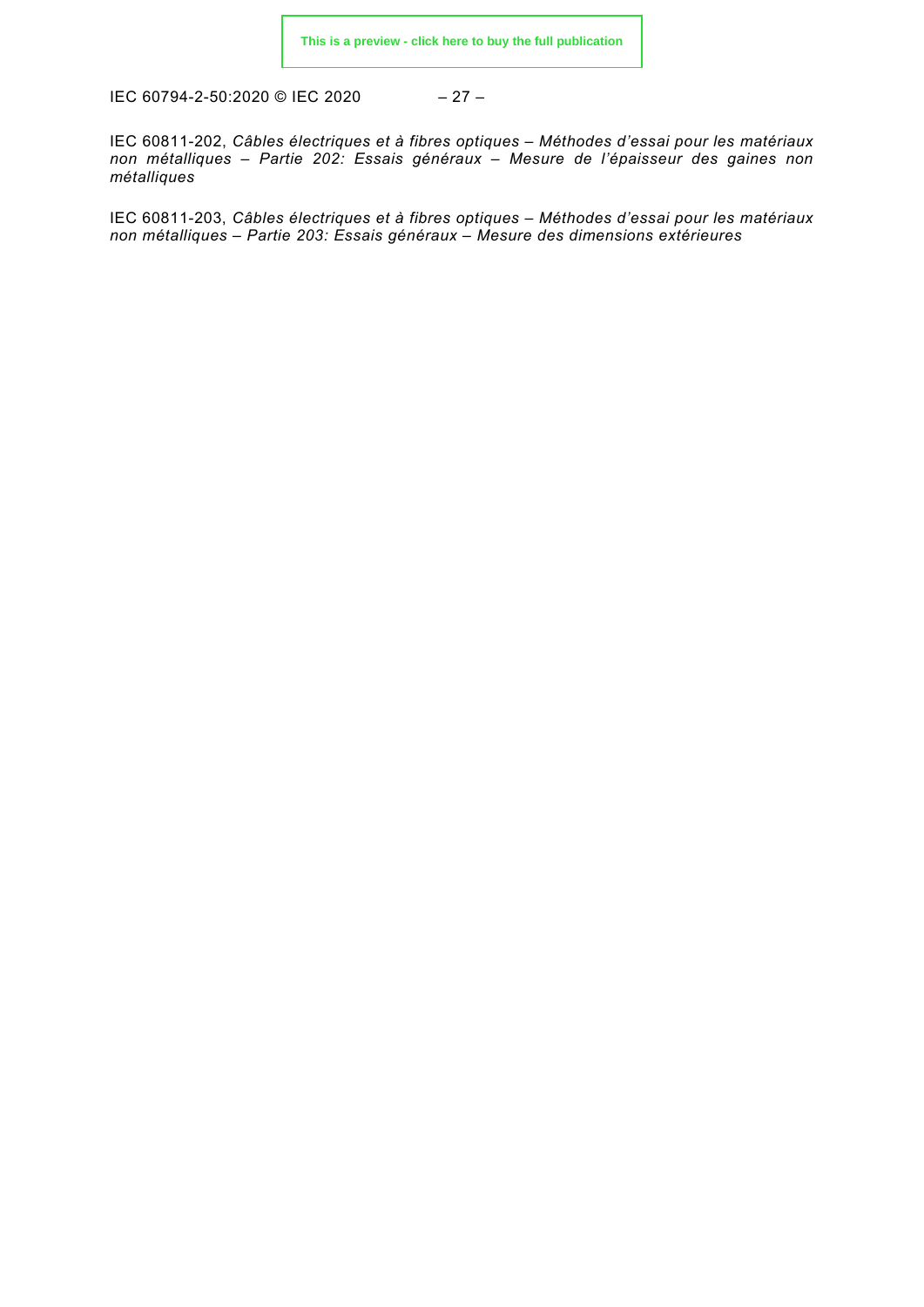IEC 60811-202, *Câbles électriques et à fibres optiques – Méthodes d'essai pour les matériaux non métalliques – Partie 202: Essais généraux – Mesure de l'épaisseur des gaines non métalliques*

IEC 60811-203, *Câbles électriques et à fibres optiques – Méthodes d'essai pour les matériaux non métalliques – Partie 203: Essais généraux – Mesure des dimensions extérieures*